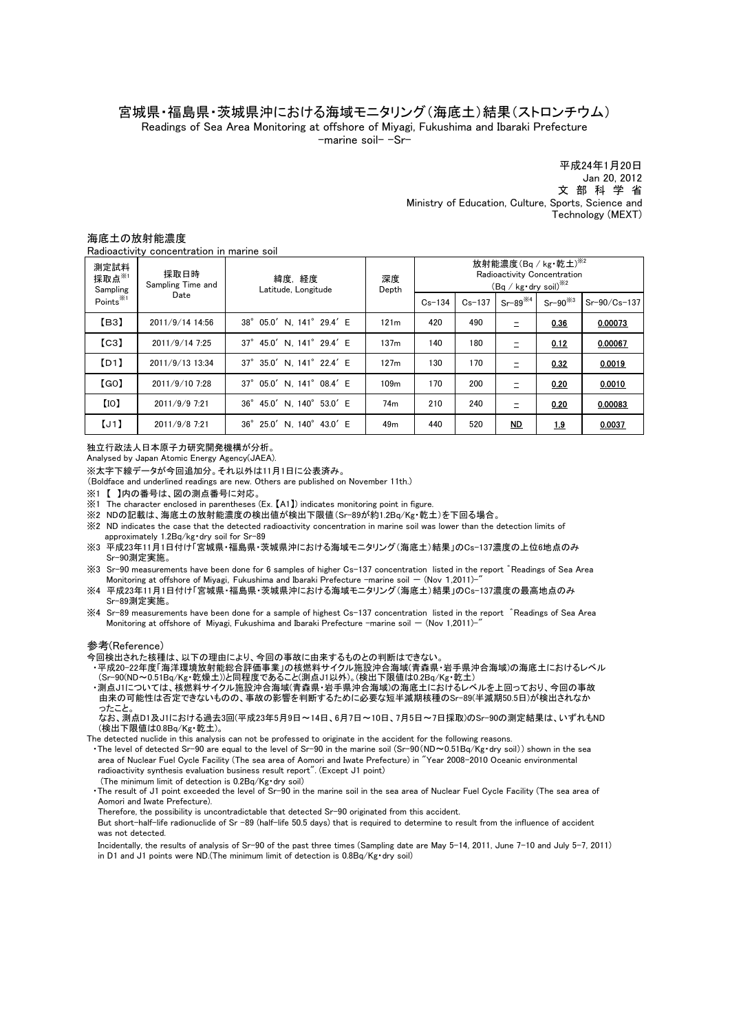# 宮城県・福島県・茨城県沖における海域モニタリング（海底土）結果（ストロンチウム）

Readings of Sea Area Monitoring at offshore of Miyagi, Fukushima and Ibaraki Prefecture
-marine soil- -Sr-

平成24年1月20日
Jan 20, 2012
文 部 科 学 省
Ministry of Education, Culture, Sports, Science and Technology (MEXT)

## 海底土の放射能濃度

Radioactivity concentration in marine soil

| 測定試料採取点※1 Sampling Points※1 | 採取日時 Sampling Time and Date | 緯度，経度 Latitude, Longitude | 深度 Depth | 放射能濃度(Bq / kg・乾土)※2 Radioactivity Concentration (Bq / kg・dry soil)※2 | | | | |
|---|---|---|---|---|---|---|---|---|
| | | | | Cs-134 | Cs-137 | Sr-89※4 | Sr-90※3 | Sr-90/Cs-137 |
| 【B3】 | 2011/9/14 14:56 | 38° 05.0′ N, 141° 29.4′ E | 121m | 420 | 490 | **－** | **0.36** | **0.00073** |
| 【C3】 | 2011/9/14 7:25 | 37° 45.0′ N, 141° 29.4′ E | 137m | 140 | 180 | **－** | **0.12** | **0.00067** |
| 【D1】 | 2011/9/13 13:34 | 37° 35.0′ N, 141° 22.4′ E | 127m | 130 | 170 | **－** | **0.32** | **0.0019** |
| 【G0】 | 2011/9/10 7:28 | 37° 05.0′ N, 141° 08.4′ E | 109m | 170 | 200 | **－** | **0.20** | **0.0010** |
| 【I0】 | 2011/9/9 7:21 | 36° 45.0′ N, 140° 53.0′ E | 74m | 210 | 240 | **－** | **0.20** | **0.00083** |
| 【J1】 | 2011/9/8 7:21 | 36° 25.0′ N, 140° 43.0′ E | 49m | 440 | 520 | **ND** | **1.9** | **0.0037** |

独立行政法人日本原子力研究開発機構が分析。
Analysed by Japan Atomic Energy Agency(JAEA).

※太字下線データが今回追加分。それ以外は11月1日に公表済み。
(Boldface and underlined readings are new. Others are published on November 11th.)

※1 【 】内の番号は、図の測点番号に対応。
※1 The character enclosed in parentheses (Ex.【A1】) indicates monitoring point in figure.

※2 NDの記載は、海底土の放射能濃度の検出値が検出下限値（Sr-89が約1.2Bq/Kg・乾土）を下回る場合。
※2 ND indicates the case that the detected radioactivity concentration in marine soil was lower than the detection limits of approximately 1.2Bq/kg・dry soil for Sr-89

※3 平成23年11月1日付け「宮城県・福島県・茨城県沖における海域モニタリング（海底土）結果」のCs-137濃度の上位6地点のみSr-90測定実施。
※3 Sr-90 measurements have been done for 6 samples of higher Cs-137 concentration listed in the report "Readings of Sea Area Monitoring at offshore of Miyagi, Fukushima and Ibaraki Prefecture -marine soil － (Nov 1,2011)-"

※4 平成23年11月1日付け「宮城県・福島県・茨城県沖における海域モニタリング（海底土）結果」のCs-137濃度の最高地点のみSr-89測定実施。
※4 Sr-89 measurements have been done for a sample of highest Cs-137 concentration listed in the report "Readings of Sea Area Monitoring at offshore of Miyagi, Fukushima and Ibaraki Prefecture -marine soil － (Nov 1,2011)-"

### 参考(Reference)

今回検出された核種は、以下の理由により、今回の事故に由来するものとの判断はできない。

- 平成20-22年度「海洋環境放射能総合評価事業」の核燃料サイクル施設沖合海域（青森県・岩手県沖合海域）の海底土におけるレベル（Sr-90(ND～0.51Bq/Kg・乾燥土)）と同程度であること（測点J1以外）。（検出下限値は0.2Bq/Kg・乾土）
- 測点J1については、核燃料サイクル施設沖合海域（青森県・岩手県沖合海域）の海底土におけるレベルを上回っており、今回の事故由来の可能性は否定できないものの、事故の影響を判断するために必要な短半減期核種のSr-89（半減期50.5日）が検出されなかったこと。
  なお、測点D1及J1における過去3回（平成23年5月9日～14日、6月7日～10日、7月5日～7日採取）のSr-90の測定結果は、いずれもND（検出下限値は0.8Bq/Kg・乾土）。

The detected nuclide in this analysis can not be professed to originate in the accident for the following reasons.

- The level of detected Sr-90 are equal to the level of Sr-90 in the marine soil (Sr-90(ND～0.51Bq/Kg・dry soil)) shown in the sea area of Nuclear Fuel Cycle Facility (The sea area of Aomori and Iwate Prefecture) in "Year 2008-2010 Oceanic environmental radioactivity synthesis evaluation business result report". (Except J1 point)
  (The minimum limit of detection is 0.2Bq/Kg・dry soil)
- The result of J1 point exceeded the level of Sr-90 in the marine soil in the sea area of Nuclear Fuel Cycle Facility (The sea area of Aomori and Iwate Prefecture).
  Therefore, the possibility is uncontradictable that detected Sr-90 originated from this accident.
  But short-half-life radionuclide of Sr -89 (half-life 50.5 days) that is required to determine to result from the influence of accident was not detected.
  Incidentally, the results of analysis of Sr-90 of the past three times (Sampling date are May 5-14, 2011, June 7-10 and July 5-7, 2011) in D1 and J1 points were ND.(The minimum limit of detection is 0.8Bq/Kg・dry soil)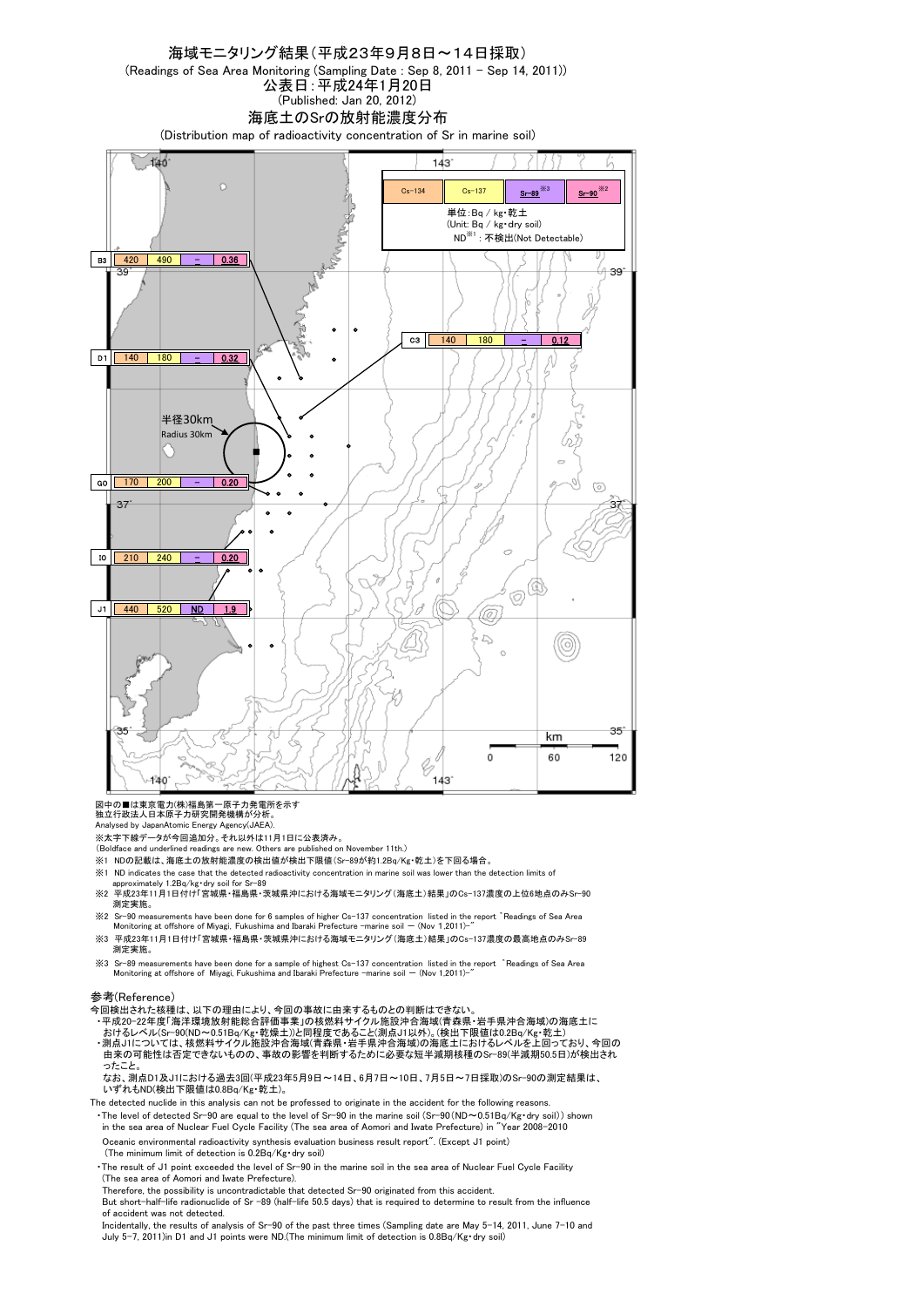# 海域モニタリング結果（平成23年9月8日～14日採取）

(Readings of Sea Area Monitoring (Sampling Date : Sep 8, 2011 - Sep 14, 2011))

公表日：平成24年1月20日

(Published: Jan 20, 2012)

## 海底土のSrの放射能濃度分布

(Distribution map of radioactivity concentration of Sr in marine soil)

Cs-134　Cs-137　Sr-89※3　Sr-90※2

単位：Bq / kg・乾土

(Unit: Bq / kg・dry soil)

ND※1：不検出(Not Detectable)

B3　420　490　–　0.36

C3　140　180　–　0.12

D1　140　180　–　0.32

G0　170　200　–　0.20

I0　210　240　–　0.20

J1　440　520　ND　1.9

半径30km

Radius 30km

140°　143°　39°　37°　35°

km

0　60　120

図中の■は東京電力(株)福島第一原子力発電所を示す

独立行政法人日本原子力研究開発機構が分析。

Analysed by JapanAtomic Energy Agency(JAEA).

※太字下線データが今回追加分。それ以外は11月1日に公表済み。

(Boldface and underlined readings are new. Others are published on November 11th.)

※1　NDの記載は、海底土の放射能濃度の検出値が検出下限値（Sr-89が約1.2Bq/Kg・乾土）を下回る場合。

※1　ND indicates the case that the detected radioactivity concentration in marine soil was lower than the detection limits of approximately 1.2Bq/kg・dry soil for Sr-89

※2　平成23年11月1日付け「宮城県・福島県・茨城県沖における海域モニタリング（海底土）結果」のCs-137濃度の上位6地点のみSr-90測定実施。

※2　Sr-90 measurements have been done for 6 samples of higher Cs-137 concentration listed in the report "Readings of Sea Area Monitoring at offshore of Miyagi, Fukushima and Ibaraki Prefecture -marine soil － (Nov 1,2011)-"

※3　平成23年11月1日付け「宮城県・福島県・茨城県沖における海域モニタリング（海底土）結果」のCs-137濃度の最高地点のみSr-89測定実施。

※3　Sr-89 measurements have been done for a sample of highest Cs-137 concentration listed in the report "Readings of Sea Area Monitoring at offshore of Miyagi, Fukushima and Ibaraki Prefecture -marine soil － (Nov 1,2011)-"

## 参考(Reference)

今回検出された核種は、以下の理由により、今回の事故に由来するものとの判断はできない。

- 平成20-22年度「海洋環境放射能総合評価事業」の核燃料サイクル施設沖合海域（青森県・岩手県沖合海域）の海底土におけるレベル(Sr-90(ND～0.51Bq/Kg・乾燥土))と同程度であること(測点J1以外)。(検出下限値は0.2Bq/Kg・乾土)
- 測点J1については、核燃料サイクル施設沖合海域（青森県・岩手県沖合海域）の海底土におけるレベルを上回っており、今回の由来の可能性は否定できないものの、事故の影響を判断するために必要な短半減期核種のSr-89(半減期50.5日)が検出されなったこと。

　なお、測点D1及J1における過去3回(平成23年5月9日～14日、6月7日～10日、7月5日～7日採取)のSr-90の測定結果は、いずれもND(検出下限値は0.8Bq/Kg・乾土)。

The detected nuclide in this analysis can not be professed to originate in the accident for the following reasons.

- The level of detected Sr-90 are equal to the level of Sr-90 in the marine soil (Sr-90 (ND～0.51Bq/Kg・dry soil)) shown in the sea area of Nuclear Fuel Cycle Facility (The sea area of Aomori and Iwate Prefecture) in "Year 2008-2010 Oceanic environmental radioactivity synthesis evaluation business result report". (Except J1 point) (The minimum limit of detection is 0.2Bq/Kg・dry soil)
- The result of J1 point exceeded the level of Sr-90 in the marine soil in the sea area of Nuclear Fuel Cycle Facility (The sea area of Aomori and Iwate Prefecture).
  Therefore, the possibility is uncontradictable that detected Sr-90 originated from this accident.
  But short-half-life radionuclide of Sr -89 (half-life 50.5 days) that is required to determine to result from the influence of accident was not detected.
  Incidentally, the results of analysis of Sr-90 of the past three times (Sampling date are May 5-14, 2011, June 7-10 and July 5-7, 2011)in D1 and J1 points were ND.(The minimum limit of detection is 0.8Bq/Kg・dry soil)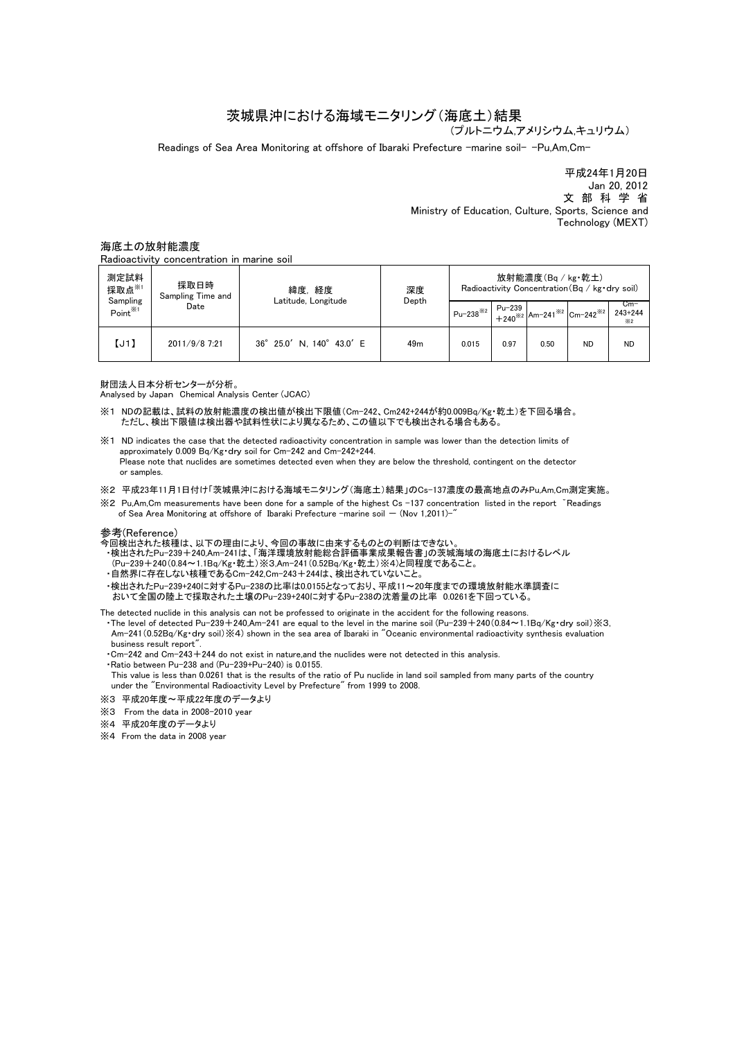# 茨城県沖における海域モニタリング（海底土）結果

（プルトニウム,アメリシウム,キュリウム）

Readings of Sea Area Monitoring at offshore of Ibaraki Prefecture -marine soil- -Pu,Am,Cm-

平成24年1月20日
Jan 20, 2012
文 部 科 学 省
Ministry of Education, Culture, Sports, Science and Technology (MEXT)

## 海底土の放射能濃度

Radioactivity concentration in marine soil

| 測定試料採取点※1 Sampling Point※1 | 採取日時 Sampling Time and Date | 緯度, 経度 Latitude, Longitude | 深度 Depth | 放射能濃度（Bq / kg・乾土） Radioactivity Concentration（Bq / kg・dry soil） | | | | |
|---|---|---|---|---|---|---|---|---|
| | | | | Pu-238※2 | Pu-239 +240※2 | Am-241※2 | Cm-242※2 | Cm-243+244※2 |
| 【J1】 | 2011/9/8 7:21 | 36° 25.0′ N, 140° 43.0′ E | 49m | 0.015 | 0.97 | 0.50 | ND | ND |

財団法人日本分析センターが分析。
Analysed by Japan Chemical Analysis Center (JCAC)

※1 NDの記載は、試料の放射能濃度の検出値が検出下限値（Cm-242、Cm242+244が約0.009Bq/Kg・乾土）を下回る場合。
ただし、検出下限値は検出器や試料性状により異なるため、この値以下でも検出される場合もある。

※1 ND indicates the case that the detected radioactivity concentration in sample was lower than the detection limits of approximately 0.009 Bq/Kg・dry soil for Cm-242 and Cm-242+244.
Please note that nuclides are sometimes detected even when they are below the threshold, contingent on the detector or samples.

※2 平成23年11月1日付け「茨城県沖における海域モニタリング（海底土）結果」のCs-137濃度の最高地点のみPu,Am,Cm測定実施。

※2 Pu,Am,Cm measurements have been done for a sample of the highest Cs -137 concentration listed in the report "Readings of Sea Area Monitoring at offshore of Ibaraki Prefecture -marine soil － (Nov 1,2011)-"

参考(Reference)

今回検出された核種は、以下の理由により、今回の事故に由来するものとの判断はできない。

- 検出されたPu-239＋240,Am-241は、「海洋環境放射能総合評価事業成果報告書」の茨城海域の海底土におけるレベル（Pu-239＋240（0.84～1.1Bq/Kg・乾土）※3,Am-241（0.52Bq/Kg・乾土）※4)と同程度であること。
- 自然界に存在しない核種であるCm-242,Cm-243＋244は、検出されていないこと。
- 検出されたPu-239+240に対するPu-238の比率は0.0155となっており、平成11～20年度までの環境放射能水準調査において全国の陸上で採取された土壌のPu-239+240に対するPu-238の沈着量の比率 0.0261を下回っている。

The detected nuclide in this analysis can not be professed to originate in the accident for the following reasons.

- The level of detected Pu-239＋240,Am-241 are equal to the level in the marine soil (Pu-239＋240（0.84～1.1Bq/Kg・dry soil）※3, Am-241（0.52Bq/Kg・dry soil）※4) shown in the sea area of Ibaraki in "Oceanic environmental radioactivity synthesis evaluation business result report".
- Cm-242 and Cm-243＋244 do not exist in nature,and the nuclides were not detected in this analysis.
- Ratio between Pu-238 and (Pu-239+Pu-240) is 0.0155.
This value is less than 0.0261 that is the results of the ratio of Pu nuclide in land soil sampled from many parts of the country under the "Environmental Radioactivity Level by Prefecture" from 1999 to 2008.

※3 平成20年度～平成22年度のデータより

※3 From the data in 2008-2010 year

※4 平成20年度のデータより

※4 From the data in 2008 year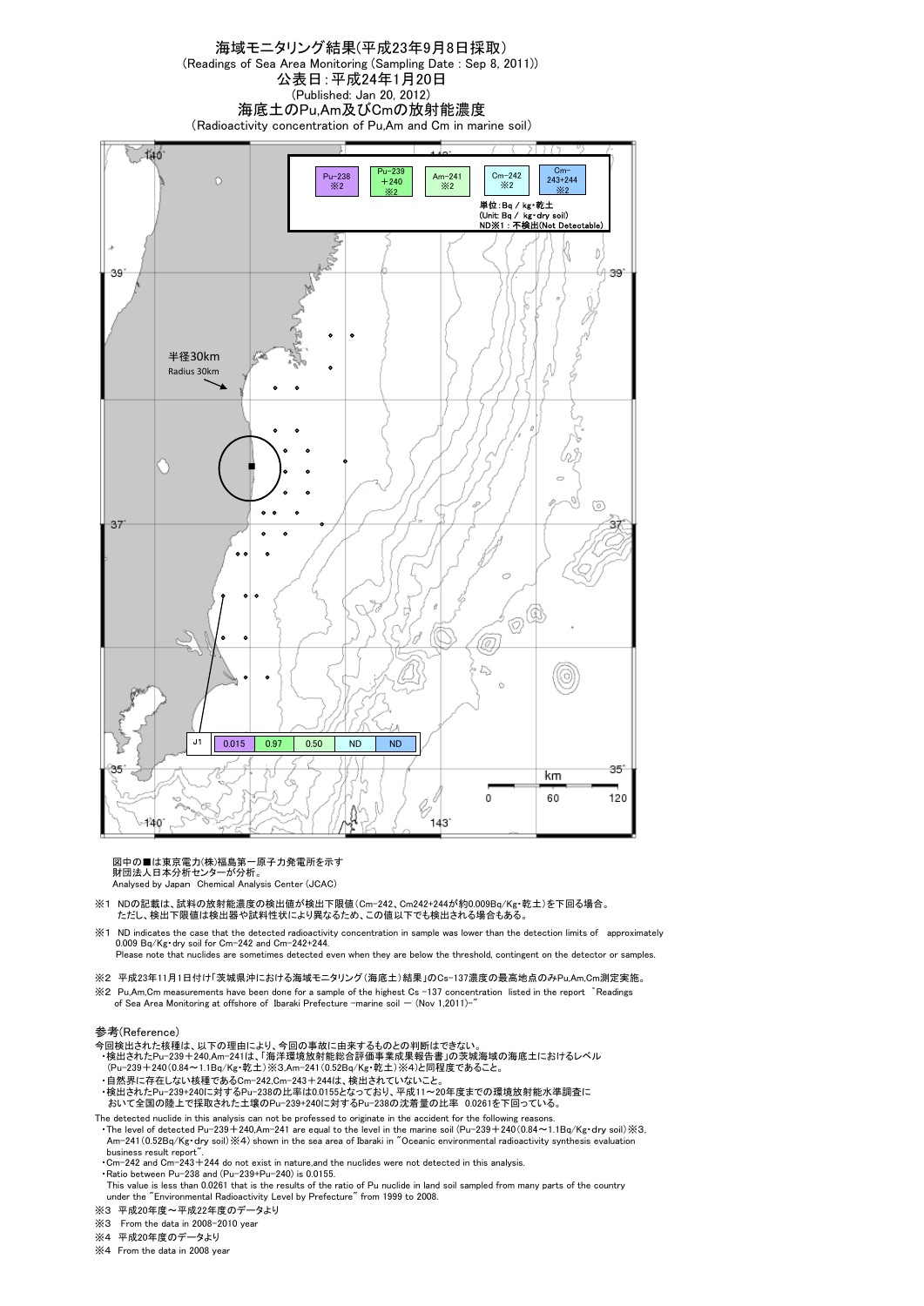# 海域モニタリング結果(平成23年9月8日採取)

(Readings of Sea Area Monitoring (Sampling Date : Sep 8, 2011))

## 公表日：平成24年1月20日

(Published: Jan 20, 2012)

## 海底土のPu,Am及びCmの放射能濃度

(Radioactivity concentration of Pu,Am and Cm in marine soil)

| | Pu-238 ※2 | Pu-239＋240 ※2 | Am-241 ※2 | Cm-242 ※2 | Cm-243+244 ※2 |
|---|---|---|---|---|---|
| J1 | 0.015 | 0.97 | 0.50 | ND | ND |

単位：Bq / kg・乾土
(Unit: Bq / kg・dry soil)
ND※1：不検出(Not Detectable)

半径30km
Radius 30km

140°
143°
39°
37°
35°
km
0
60
120

図中の■は東京電力(株)福島第一原子力発電所を示す
財団法人日本分析センターが分析。
Analysed by Japan Chemical Analysis Center (JCAC)

※1 NDの記載は、試料の放射能濃度の検出値が検出下限値（Cm-242、Cm242+244が約0.009Bq/Kg・乾土）を下回る場合。
　ただし、検出下限値は検出器や試料性状により異なるため、この値以下でも検出される場合もある。

※1 ND indicates the case that the detected radioactivity concentration in sample was lower than the detection limits of approximately 0.009 Bq/Kg・dry soil for Cm-242 and Cm-242+244.
Please note that nuclides are sometimes detected even when they are below the threshold, contingent on the detector or samples.

※2 平成23年11月1日付け「茨城県沖における海域モニタリング（海底土）結果」のCs-137濃度の最高地点のみPu,Am,Cm測定実施。

※2 Pu,Am,Cm measurements have been done for a sample of the highest Cs -137 concentration listed in the report "Readings of Sea Area Monitoring at offshore of Ibaraki Prefecture -marine soil － (Nov 1,2011)-"

## 参考(Reference)

今回検出された核種は、以下の理由により、今回の事故に由来するものとの判断はできない。

- 検出されたPu-239＋240,Am-241は、「海洋環境放射能総合評価事業成果報告書」の茨城海域の海底土におけるレベル（Pu-239＋240（0.84～1.1Bq/Kg・乾土）※3,Am-241（0.52Bq/Kg・乾土）※4）と同程度であること。
- 自然界に存在しない核種であるCm-242,Cm-243＋244は、検出されていないこと。
- 検出されたPu-239+240に対するPu-238の比率は0.0155となっており、平成11～20年度までの環境放射能水準調査において全国の陸上で採取された土壌のPu-239+240に対するPu-238の沈着量の比率 0.0261を下回っている。

The detected nuclide in this analysis can not be professed to originate in the accident for the following reasons.

- The level of detected Pu-239＋240,Am-241 are equal to the level in the marine soil (Pu-239＋240 (0.84～1.1Bq/Kg・dry soil) ※3, Am-241 (0.52Bq/Kg・dry soil) ※4) shown in the sea area of Ibaraki in "Oceanic environmental radioactivity synthesis evaluation business result report".
- Cm-242 and Cm-243＋244 do not exist in nature,and the nuclides were not detected in this analysis.
- Ratio between Pu-238 and (Pu-239+Pu-240) is 0.0155.
  This value is less than 0.0261 that is the results of the ratio of Pu nuclide in land soil sampled from many parts of the country under the "Environmental Radioactivity Level by Prefecture" from 1999 to 2008.

※3 平成20年度～平成22年度のデータより

※3 From the data in 2008-2010 year

※4 平成20年度のデータより

※4 From the data in 2008 year